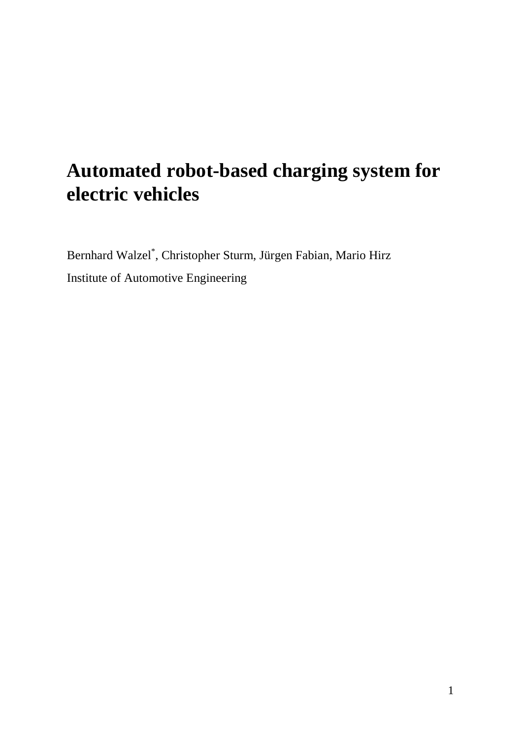# Automated robot-based charging system for electric vehicles

Bernhard Walzel[*], Christopher Sturm, Jürgen Fabian, Mario Hirz

Institute of Automotive Engineering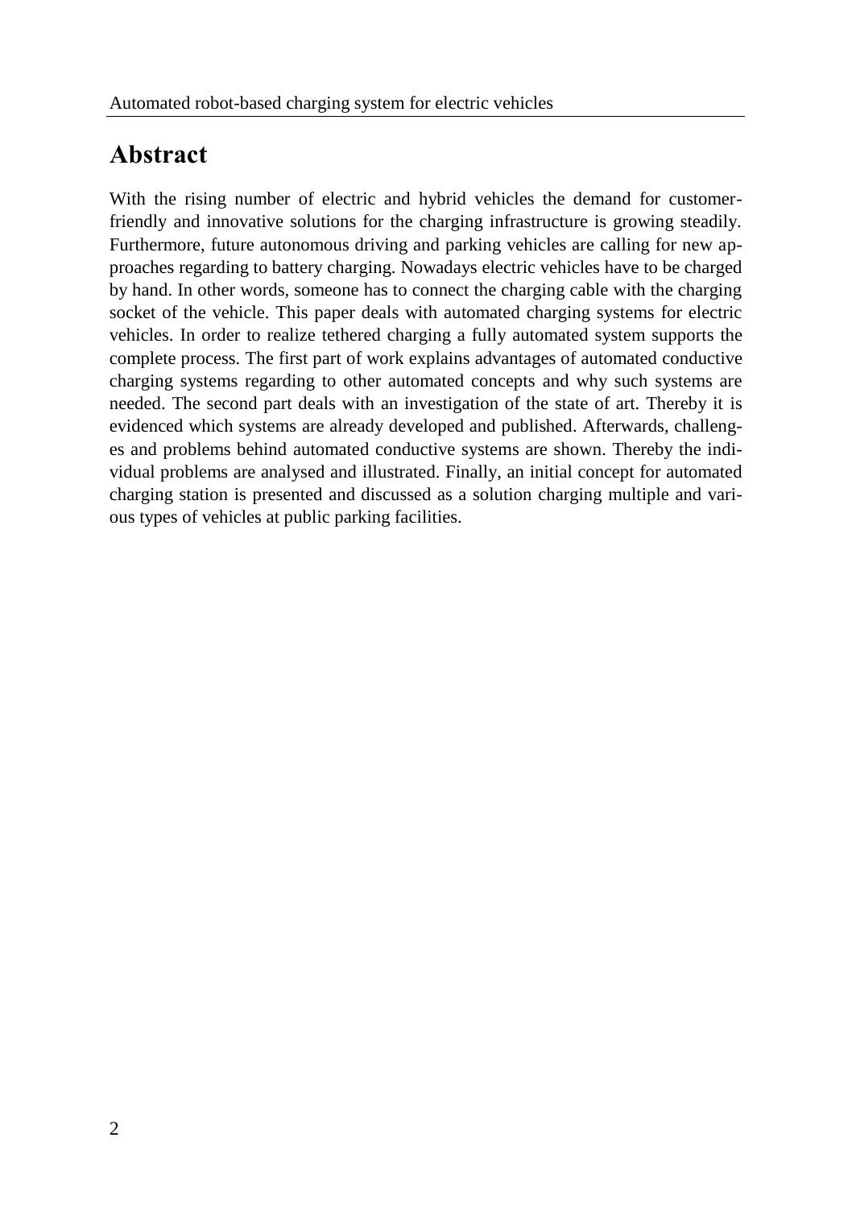# Abstract

With the rising number of electric and hybrid vehicles the demand for customer-friendly and innovative solutions for the charging infrastructure is growing steadily. Furthermore, future autonomous driving and parking vehicles are calling for new approaches regarding to battery charging. Nowadays electric vehicles have to be charged by hand. In other words, someone has to connect the charging cable with the charging socket of the vehicle. This paper deals with automated charging systems for electric vehicles. In order to realize tethered charging a fully automated system supports the complete process. The first part of work explains advantages of automated conductive charging systems regarding to other automated concepts and why such systems are needed. The second part deals with an investigation of the state of art. Thereby it is evidenced which systems are already developed and published. Afterwards, challenges and problems behind automated conductive systems are shown. Thereby the individual problems are analysed and illustrated. Finally, an initial concept for automated charging station is presented and discussed as a solution charging multiple and various types of vehicles at public parking facilities.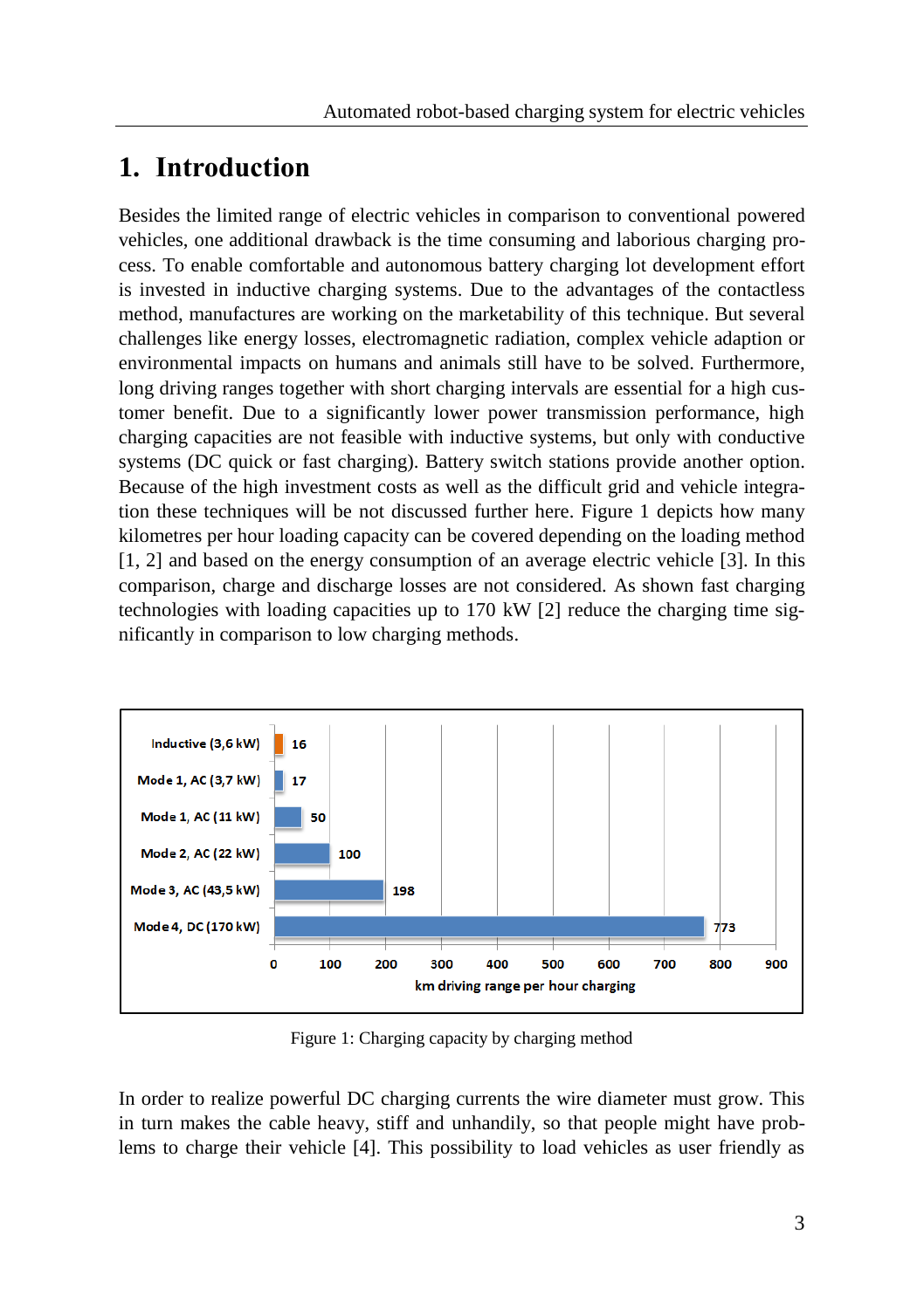# 1. Introduction

Besides the limited range of electric vehicles in comparison to conventional powered vehicles, one additional drawback is the time consuming and laborious charging process. To enable comfortable and autonomous battery charging lot development effort is invested in inductive charging systems. Due to the advantages of the contactless method, manufactures are working on the marketability of this technique. But several challenges like energy losses, electromagnetic radiation, complex vehicle adaption or environmental impacts on humans and animals still have to be solved. Furthermore, long driving ranges together with short charging intervals are essential for a high customer benefit. Due to a significantly lower power transmission performance, high charging capacities are not feasible with inductive systems, but only with conductive systems (DC quick or fast charging). Battery switch stations provide another option. Because of the high investment costs as well as the difficult grid and vehicle integration these techniques will be not discussed further here. Figure 1 depicts how many kilometres per hour loading capacity can be covered depending on the loading method [1, 2] and based on the energy consumption of an average electric vehicle [3]. In this comparison, charge and discharge losses are not considered. As shown fast charging technologies with loading capacities up to 170 kW [2] reduce the charging time significantly in comparison to low charging methods.

| Charging method | km driving range per hour charging |
|---|---|
| Inductive (3,6 kW) | 16 |
| Mode 1, AC (3,7 kW) | 17 |
| Mode 1, AC (11 kW) | 50 |
| Mode 2, AC (22 kW) | 100 |
| Mode 3, AC (43,5 kW) | 198 |
| Mode 4, DC (170 kW) | 773 |

Figure 1: Charging capacity by charging method

In order to realize powerful DC charging currents the wire diameter must grow. This in turn makes the cable heavy, stiff and unhandily, so that people might have problems to charge their vehicle [4]. This possibility to load vehicles as user friendly as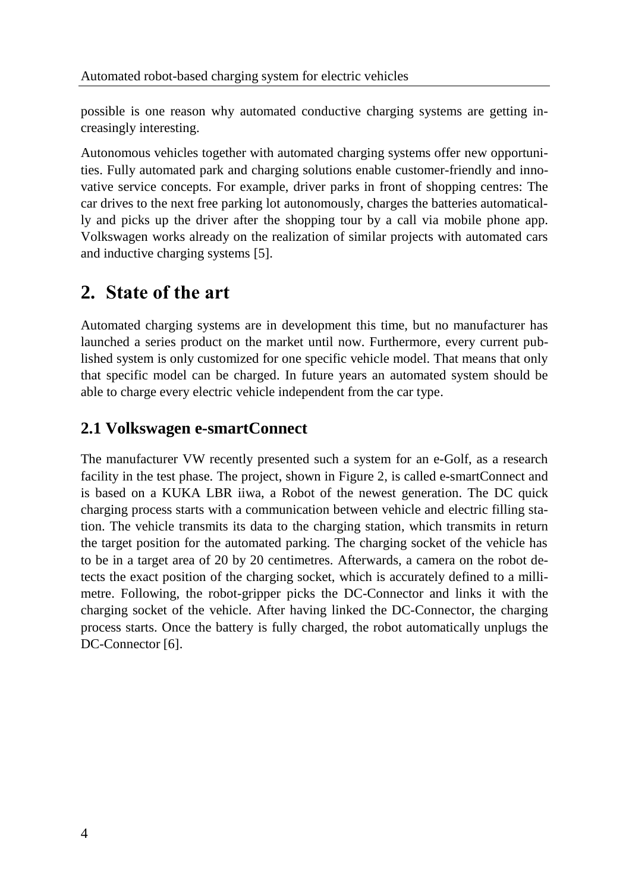possible is one reason why automated conductive charging systems are getting increasingly interesting.

Autonomous vehicles together with automated charging systems offer new opportunities. Fully automated park and charging solutions enable customer-friendly and innovative service concepts. For example, driver parks in front of shopping centres: The car drives to the next free parking lot autonomously, charges the batteries automatically and picks up the driver after the shopping tour by a call via mobile phone app. Volkswagen works already on the realization of similar projects with automated cars and inductive charging systems [5].

# 2. State of the art

Automated charging systems are in development this time, but no manufacturer has launched a series product on the market until now. Furthermore, every current published system is only customized for one specific vehicle model. That means that only that specific model can be charged. In future years an automated system should be able to charge every electric vehicle independent from the car type.

## 2.1 Volkswagen e-smartConnect

The manufacturer VW recently presented such a system for an e-Golf, as a research facility in the test phase. The project, shown in Figure 2, is called e-smartConnect and is based on a KUKA LBR iiwa, a Robot of the newest generation. The DC quick charging process starts with a communication between vehicle and electric filling station. The vehicle transmits its data to the charging station, which transmits in return the target position for the automated parking. The charging socket of the vehicle has to be in a target area of 20 by 20 centimetres. Afterwards, a camera on the robot detects the exact position of the charging socket, which is accurately defined to a millimetre. Following, the robot-gripper picks the DC-Connector and links it with the charging socket of the vehicle. After having linked the DC-Connector, the charging process starts. Once the battery is fully charged, the robot automatically unplugs the DC-Connector [6].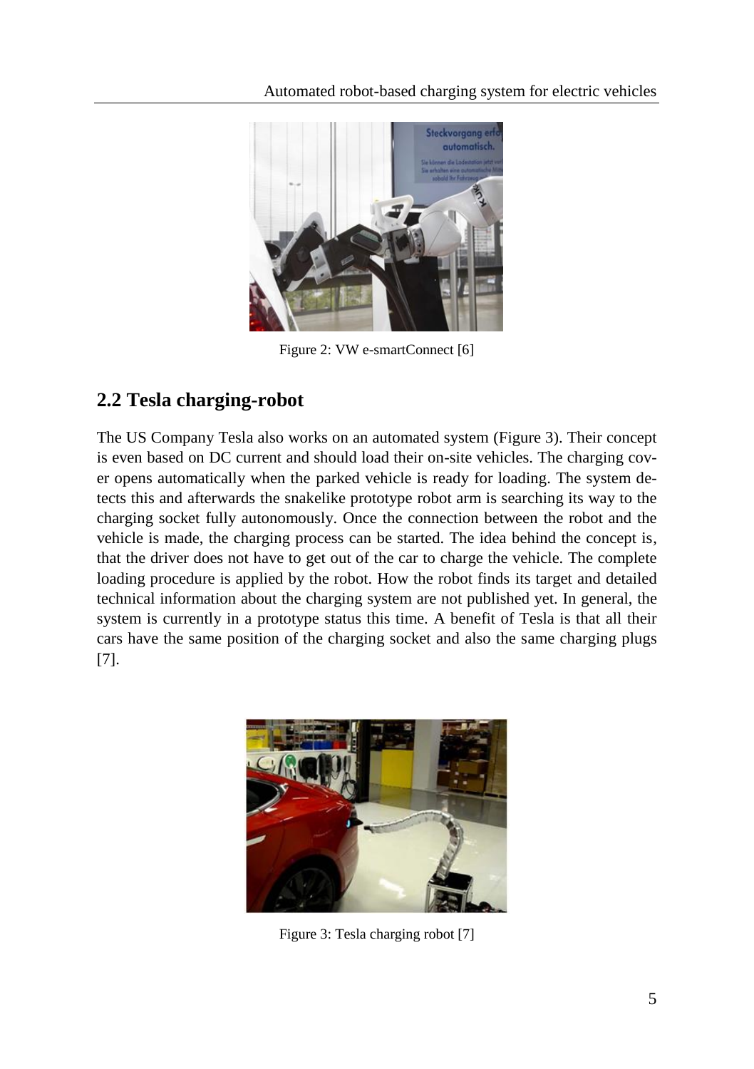Figure 2: VW e-smartConnect [6]

## 2.2 Tesla charging-robot

The US Company Tesla also works on an automated system (Figure 3). Their concept is even based on DC current and should load their on-site vehicles. The charging cover opens automatically when the parked vehicle is ready for loading. The system detects this and afterwards the snakelike prototype robot arm is searching its way to the charging socket fully autonomously. Once the connection between the robot and the vehicle is made, the charging process can be started. The idea behind the concept is, that the driver does not have to get out of the car to charge the vehicle. The complete loading procedure is applied by the robot. How the robot finds its target and detailed technical information about the charging system are not published yet. In general, the system is currently in a prototype status this time. A benefit of Tesla is that all their cars have the same position of the charging socket and also the same charging plugs [7].

Figure 3: Tesla charging robot [7]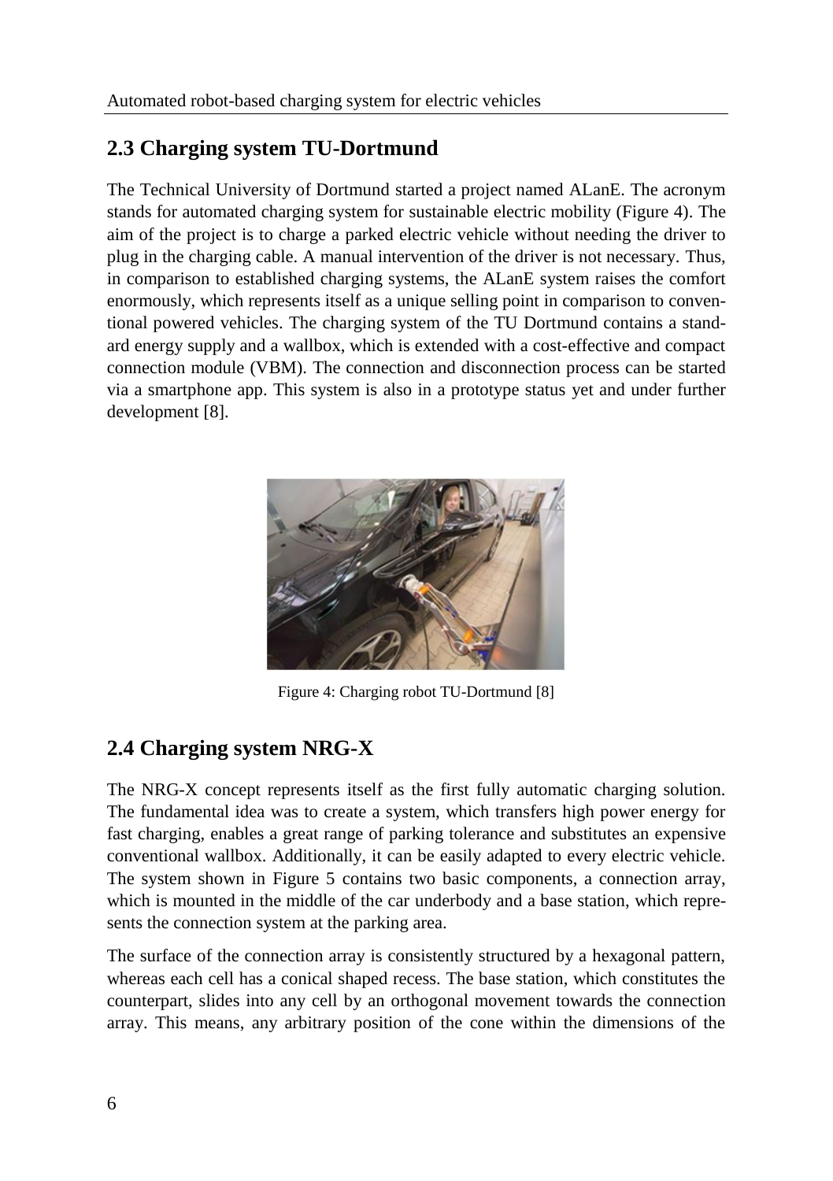## 2.3 Charging system TU-Dortmund

The Technical University of Dortmund started a project named ALanE. The acronym stands for automated charging system for sustainable electric mobility (Figure 4). The aim of the project is to charge a parked electric vehicle without needing the driver to plug in the charging cable. A manual intervention of the driver is not necessary. Thus, in comparison to established charging systems, the ALanE system raises the comfort enormously, which represents itself as a unique selling point in comparison to conventional powered vehicles. The charging system of the TU Dortmund contains a standard energy supply and a wallbox, which is extended with a cost-effective and compact connection module (VBM). The connection and disconnection process can be started via a smartphone app. This system is also in a prototype status yet and under further development [8].

Figure 4: Charging robot TU-Dortmund [8]

## 2.4 Charging system NRG-X

The NRG-X concept represents itself as the first fully automatic charging solution. The fundamental idea was to create a system, which transfers high power energy for fast charging, enables a great range of parking tolerance and substitutes an expensive conventional wallbox. Additionally, it can be easily adapted to every electric vehicle. The system shown in Figure 5 contains two basic components, a connection array, which is mounted in the middle of the car underbody and a base station, which represents the connection system at the parking area.

The surface of the connection array is consistently structured by a hexagonal pattern, whereas each cell has a conical shaped recess. The base station, which constitutes the counterpart, slides into any cell by an orthogonal movement towards the connection array. This means, any arbitrary position of the cone within the dimensions of the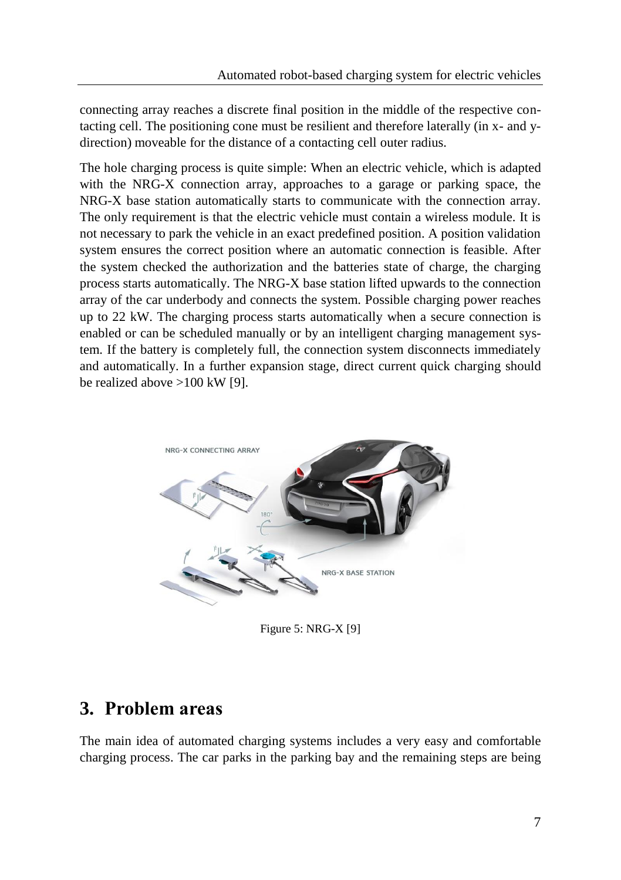connecting array reaches a discrete final position in the middle of the respective contacting cell. The positioning cone must be resilient and therefore laterally (in x- and y-direction) moveable for the distance of a contacting cell outer radius.

The hole charging process is quite simple: When an electric vehicle, which is adapted with the NRG-X connection array, approaches to a garage or parking space, the NRG-X base station automatically starts to communicate with the connection array. The only requirement is that the electric vehicle must contain a wireless module. It is not necessary to park the vehicle in an exact predefined position. A position validation system ensures the correct position where an automatic connection is feasible. After the system checked the authorization and the batteries state of charge, the charging process starts automatically. The NRG-X base station lifted upwards to the connection array of the car underbody and connects the system. Possible charging power reaches up to 22 kW. The charging process starts automatically when a secure connection is enabled or can be scheduled manually or by an intelligent charging management system. If the battery is completely full, the connection system disconnects immediately and automatically. In a further expansion stage, direct current quick charging should be realized above >100 kW [9].

Figure 5: NRG-X [9]

## 3. Problem areas

The main idea of automated charging systems includes a very easy and comfortable charging process. The car parks in the parking bay and the remaining steps are being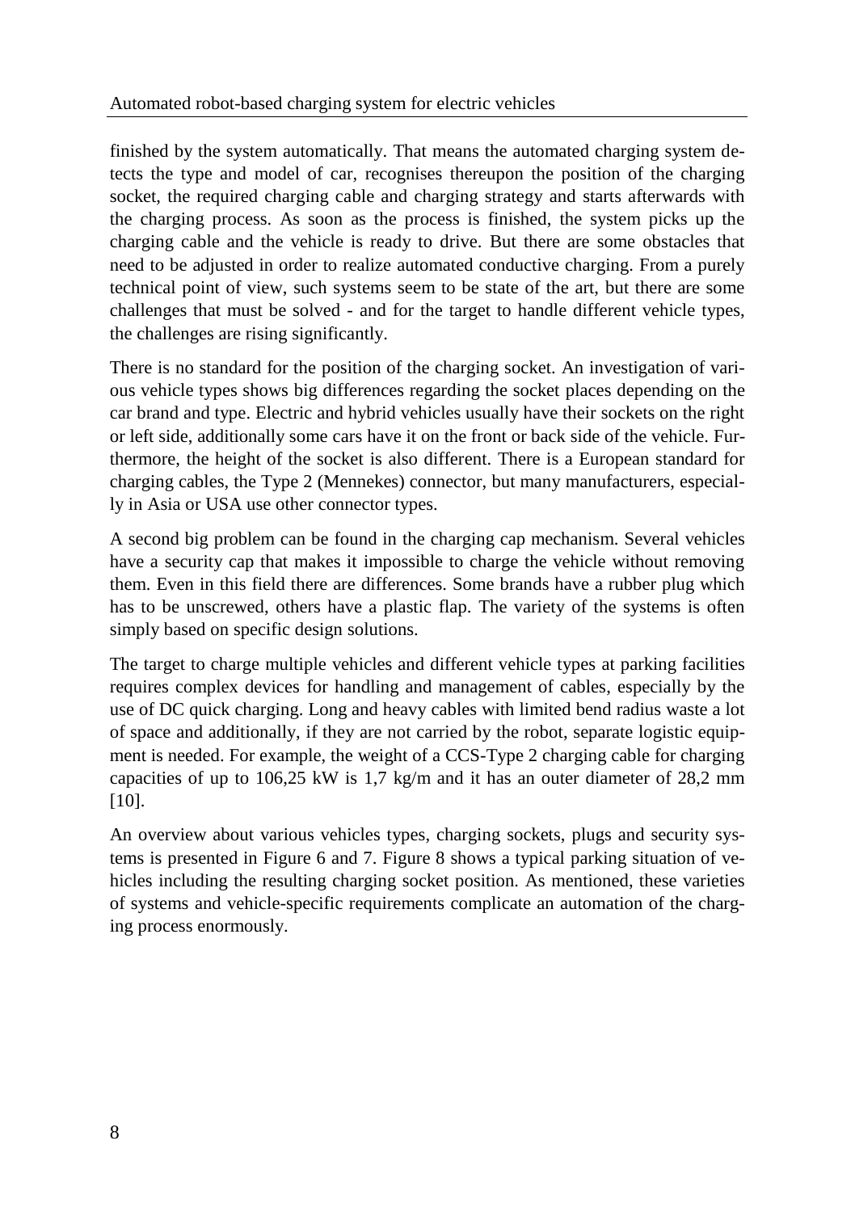finished by the system automatically. That means the automated charging system detects the type and model of car, recognises thereupon the position of the charging socket, the required charging cable and charging strategy and starts afterwards with the charging process. As soon as the process is finished, the system picks up the charging cable and the vehicle is ready to drive. But there are some obstacles that need to be adjusted in order to realize automated conductive charging. From a purely technical point of view, such systems seem to be state of the art, but there are some challenges that must be solved - and for the target to handle different vehicle types, the challenges are rising significantly.

There is no standard for the position of the charging socket. An investigation of various vehicle types shows big differences regarding the socket places depending on the car brand and type. Electric and hybrid vehicles usually have their sockets on the right or left side, additionally some cars have it on the front or back side of the vehicle. Furthermore, the height of the socket is also different. There is a European standard for charging cables, the Type 2 (Mennekes) connector, but many manufacturers, especially in Asia or USA use other connector types.

A second big problem can be found in the charging cap mechanism. Several vehicles have a security cap that makes it impossible to charge the vehicle without removing them. Even in this field there are differences. Some brands have a rubber plug which has to be unscrewed, others have a plastic flap. The variety of the systems is often simply based on specific design solutions.

The target to charge multiple vehicles and different vehicle types at parking facilities requires complex devices for handling and management of cables, especially by the use of DC quick charging. Long and heavy cables with limited bend radius waste a lot of space and additionally, if they are not carried by the robot, separate logistic equipment is needed. For example, the weight of a CCS-Type 2 charging cable for charging capacities of up to 106,25 kW is 1,7 kg/m and it has an outer diameter of 28,2 mm [10].

An overview about various vehicles types, charging sockets, plugs and security systems is presented in Figure 6 and 7. Figure 8 shows a typical parking situation of vehicles including the resulting charging socket position. As mentioned, these varieties of systems and vehicle-specific requirements complicate an automation of the charging process enormously.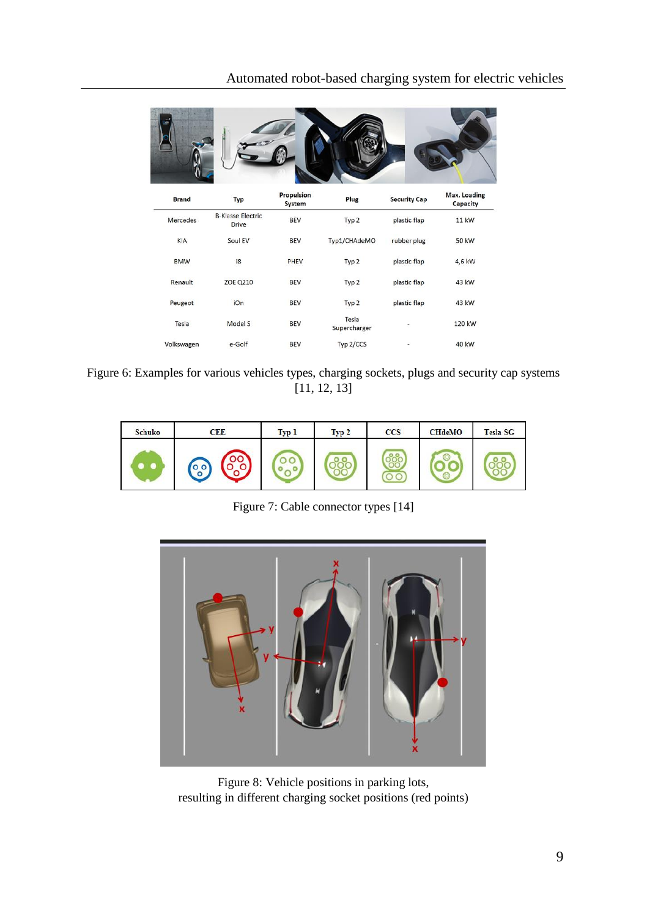| Brand | Typ | Propulsion System | Plug | Security Cap | Max. Loading Capacity |
|---|---|---|---|---|---|
| Mercedes | B-Klasse Electric Drive | BEV | Typ 2 | plastic flap | 11 kW |
| KIA | Soul EV | BEV | Typ1/CHAdeMO | rubber plug | 50 kW |
| BMW | i8 | PHEV | Typ 2 | plastic flap | 4,6 kW |
| Renault | ZOE Q210 | BEV | Typ 2 | plastic flap | 43 kW |
| Peugeot | iOn | BEV | Typ 2 | plastic flap | 43 kW |
| Tesla | Model S | BEV | Tesla Supercharger | - | 120 kW |
| Volkswagen | e-Golf | BEV | Typ 2/CCS | - | 40 kW |

Figure 6: Examples for various vehicles types, charging sockets, plugs and security cap systems [11, 12, 13]

| Schuko | CEE | Typ 1 | Typ 2 | CCS | CHdeMO | Tesla SG |
|---|---|---|---|---|---|---|

Figure 7: Cable connector types [14]

Figure 8: Vehicle positions in parking lots, resulting in different charging socket positions (red points)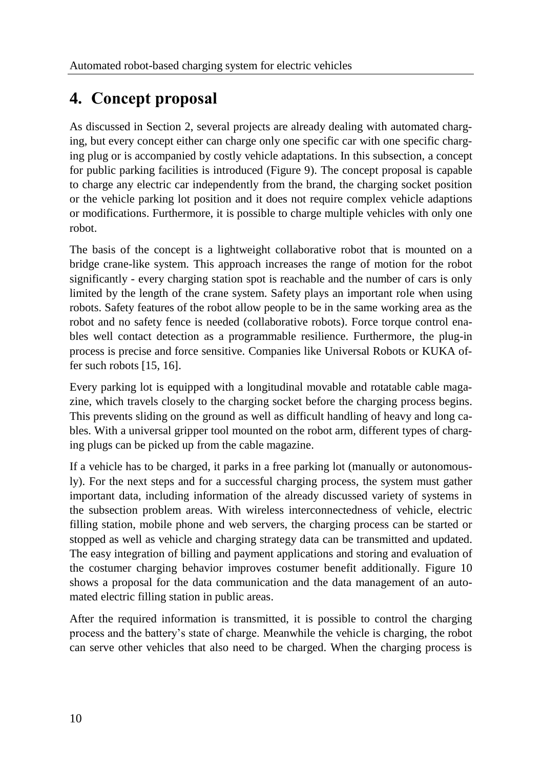# 4. Concept proposal

As discussed in Section 2, several projects are already dealing with automated charging, but every concept either can charge only one specific car with one specific charging plug or is accompanied by costly vehicle adaptations. In this subsection, a concept for public parking facilities is introduced (Figure 9). The concept proposal is capable to charge any electric car independently from the brand, the charging socket position or the vehicle parking lot position and it does not require complex vehicle adaptions or modifications. Furthermore, it is possible to charge multiple vehicles with only one robot.

The basis of the concept is a lightweight collaborative robot that is mounted on a bridge crane-like system. This approach increases the range of motion for the robot significantly - every charging station spot is reachable and the number of cars is only limited by the length of the crane system. Safety plays an important role when using robots. Safety features of the robot allow people to be in the same working area as the robot and no safety fence is needed (collaborative robots). Force torque control enables well contact detection as a programmable resilience. Furthermore, the plug-in process is precise and force sensitive. Companies like Universal Robots or KUKA offer such robots [15, 16].

Every parking lot is equipped with a longitudinal movable and rotatable cable magazine, which travels closely to the charging socket before the charging process begins. This prevents sliding on the ground as well as difficult handling of heavy and long cables. With a universal gripper tool mounted on the robot arm, different types of charging plugs can be picked up from the cable magazine.

If a vehicle has to be charged, it parks in a free parking lot (manually or autonomously). For the next steps and for a successful charging process, the system must gather important data, including information of the already discussed variety of systems in the subsection problem areas. With wireless interconnectedness of vehicle, electric filling station, mobile phone and web servers, the charging process can be started or stopped as well as vehicle and charging strategy data can be transmitted and updated. The easy integration of billing and payment applications and storing and evaluation of the costumer charging behavior improves costumer benefit additionally. Figure 10 shows a proposal for the data communication and the data management of an automated electric filling station in public areas.

After the required information is transmitted, it is possible to control the charging process and the battery's state of charge. Meanwhile the vehicle is charging, the robot can serve other vehicles that also need to be charged. When the charging process is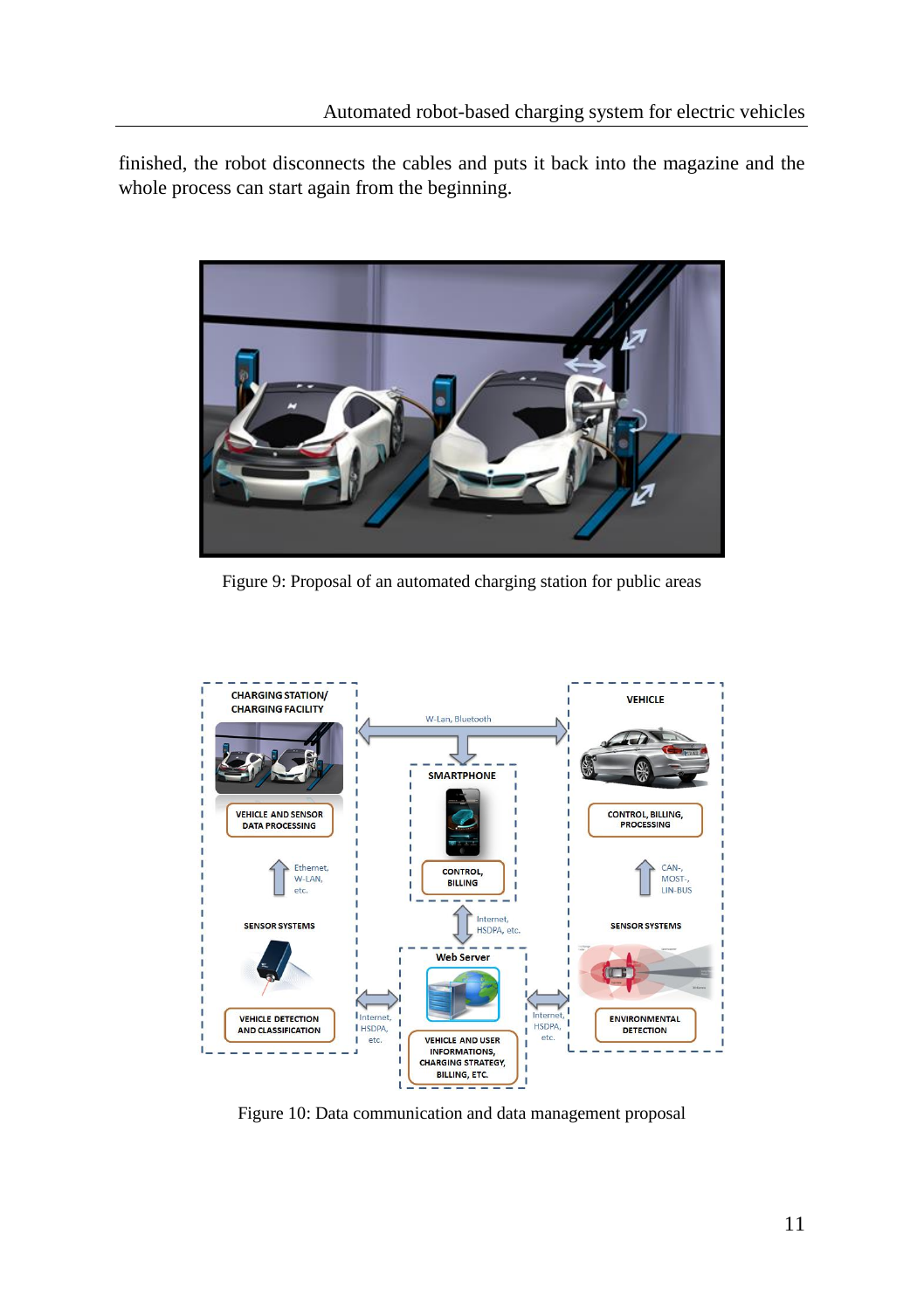finished, the robot disconnects the cables and puts it back into the magazine and the whole process can start again from the beginning.

Figure 9: Proposal of an automated charging station for public areas

Figure 10: Data communication and data management proposal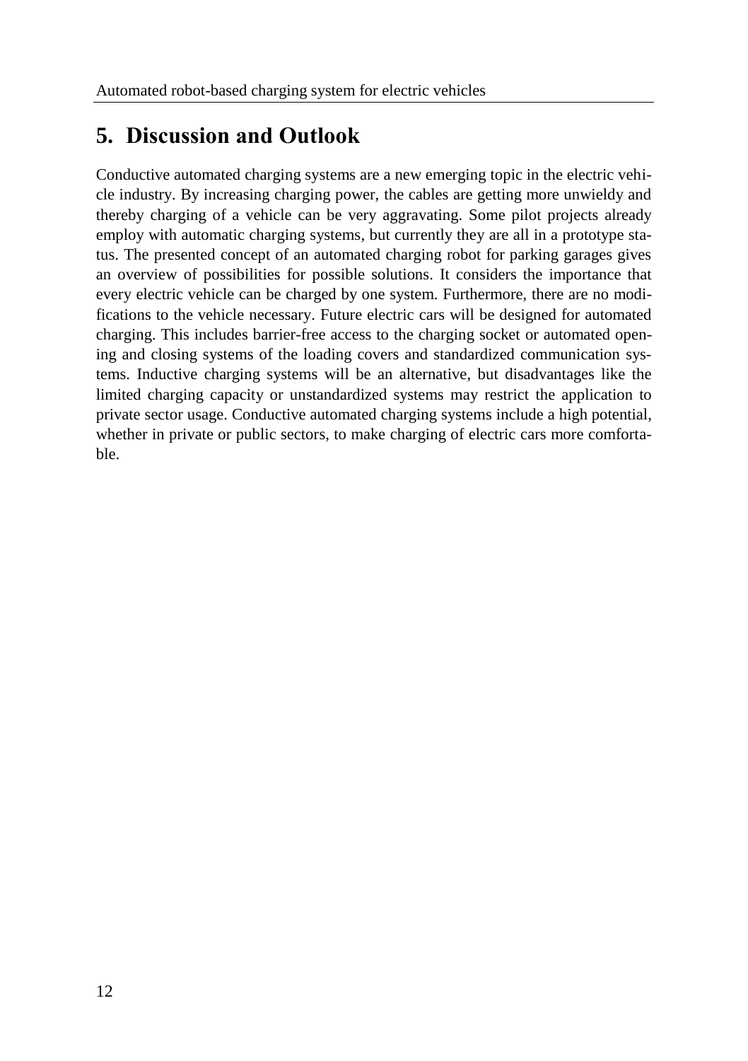# 5. Discussion and Outlook

Conductive automated charging systems are a new emerging topic in the electric vehicle industry. By increasing charging power, the cables are getting more unwieldy and thereby charging of a vehicle can be very aggravating. Some pilot projects already employ with automatic charging systems, but currently they are all in a prototype status. The presented concept of an automated charging robot for parking garages gives an overview of possibilities for possible solutions. It considers the importance that every electric vehicle can be charged by one system. Furthermore, there are no modifications to the vehicle necessary. Future electric cars will be designed for automated charging. This includes barrier-free access to the charging socket or automated opening and closing systems of the loading covers and standardized communication systems. Inductive charging systems will be an alternative, but disadvantages like the limited charging capacity or unstandardized systems may restrict the application to private sector usage. Conductive automated charging systems include a high potential, whether in private or public sectors, to make charging of electric cars more comfortable.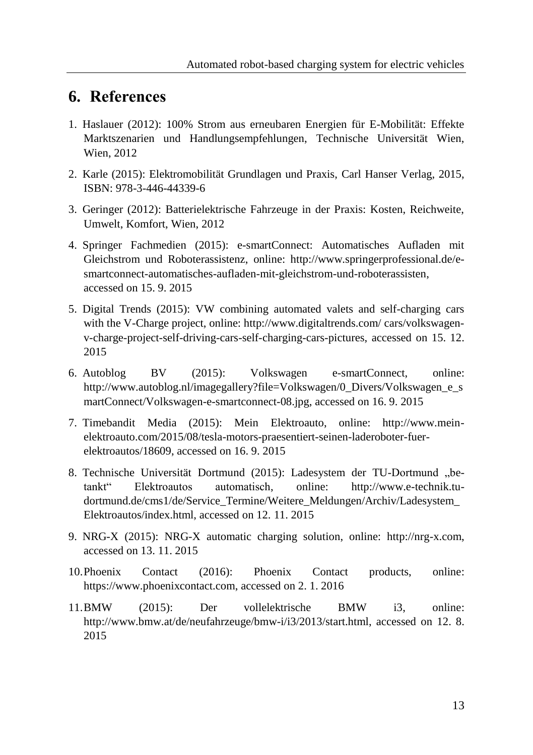# 6. References

1. Haslauer (2012): 100% Strom aus erneubaren Energien für E-Mobilität: Effekte Marktszenarien und Handlungsempfehlungen, Technische Universität Wien, Wien, 2012

2. Karle (2015): Elektromobilität Grundlagen und Praxis, Carl Hanser Verlag, 2015, ISBN: 978-3-446-44339-6

3. Geringer (2012): Batterielektrische Fahrzeuge in der Praxis: Kosten, Reichweite, Umwelt, Komfort, Wien, 2012

4. Springer Fachmedien (2015): e-smartConnect: Automatisches Aufladen mit Gleichstrom und Roboterassistenz, online: http://www.springerprofessional.de/e-smartconnect-automatisches-aufladen-mit-gleichstrom-und-roboterassisten, accessed on 15. 9. 2015

5. Digital Trends (2015): VW combining automated valets and self-charging cars with the V-Charge project, online: http://www.digitaltrends.com/ cars/volkswagen-v-charge-project-self-driving-cars-self-charging-cars-pictures, accessed on 15. 12. 2015

6. Autoblog BV (2015): Volkswagen e-smartConnect, online: http://www.autoblog.nl/imagegallery?file=Volkswagen/0_Divers/Volkswagen_e_smartConnect/Volkswagen-e-smartconnect-08.jpg, accessed on 16. 9. 2015

7. Timebandit Media (2015): Mein Elektroauto, online: http://www.mein-elektroauto.com/2015/08/tesla-motors-praesentiert-seinen-laderoboter-fuer-elektroautos/18609, accessed on 16. 9. 2015

8. Technische Universität Dortmund (2015): Ladesystem der TU-Dortmund „be-tankt“ Elektroautos automatisch, online: http://www.e-technik.tu-dortmund.de/cms1/de/Service_Termine/Weitere_Meldungen/Archiv/Ladesystem_Elektroautos/index.html, accessed on 12. 11. 2015

9. NRG-X (2015): NRG-X automatic charging solution, online: http://nrg-x.com, accessed on 13. 11. 2015

10. Phoenix Contact (2016): Phoenix Contact products, online: https://www.phoenixcontact.com, accessed on 2. 1. 2016

11. BMW (2015): Der vollelektrische BMW i3, online: http://www.bmw.at/de/neufahrzeuge/bmw-i/i3/2013/start.html, accessed on 12. 8. 2015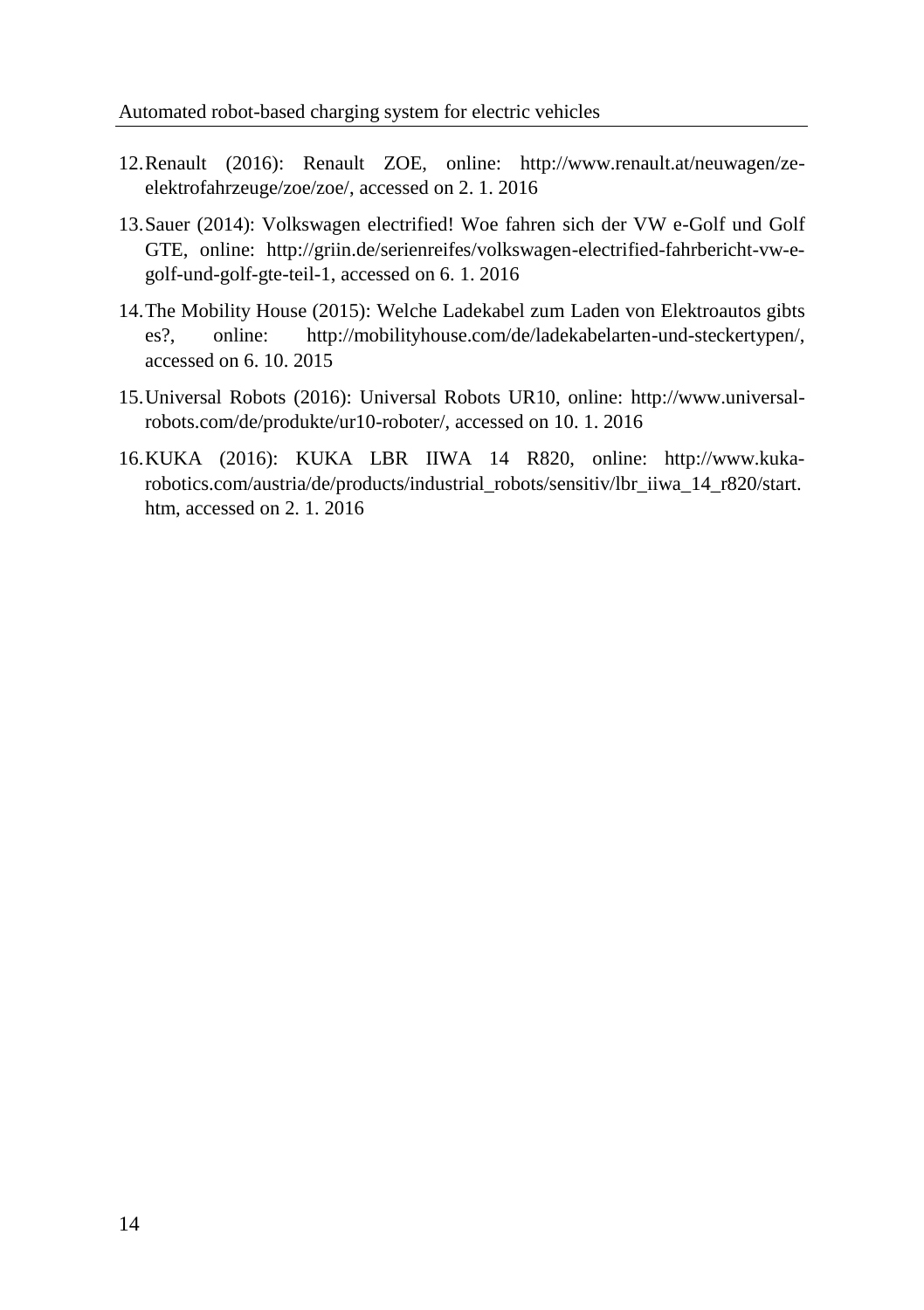12. Renault (2016): Renault ZOE, online: http://www.renault.at/neuwagen/ze-elektrofahrzeuge/zoe/zoe/, accessed on 2. 1. 2016
13. Sauer (2014): Volkswagen electrified! Woe fahren sich der VW e-Golf und Golf GTE, online: http://griin.de/serienreifes/volkswagen-electrified-fahrbericht-vw-e-golf-und-golf-gte-teil-1, accessed on 6. 1. 2016
14. The Mobility House (2015): Welche Ladekabel zum Laden von Elektroautos gibts es?, online: http://mobilityhouse.com/de/ladekabelarten-und-steckertypen/, accessed on 6. 10. 2015
15. Universal Robots (2016): Universal Robots UR10, online: http://www.universal-robots.com/de/produkte/ur10-roboter/, accessed on 10. 1. 2016
16. KUKA (2016): KUKA LBR IIWA 14 R820, online: http://www.kuka-robotics.com/austria/de/products/industrial_robots/sensitiv/lbr_iiwa_14_r820/start.htm, accessed on 2. 1. 2016